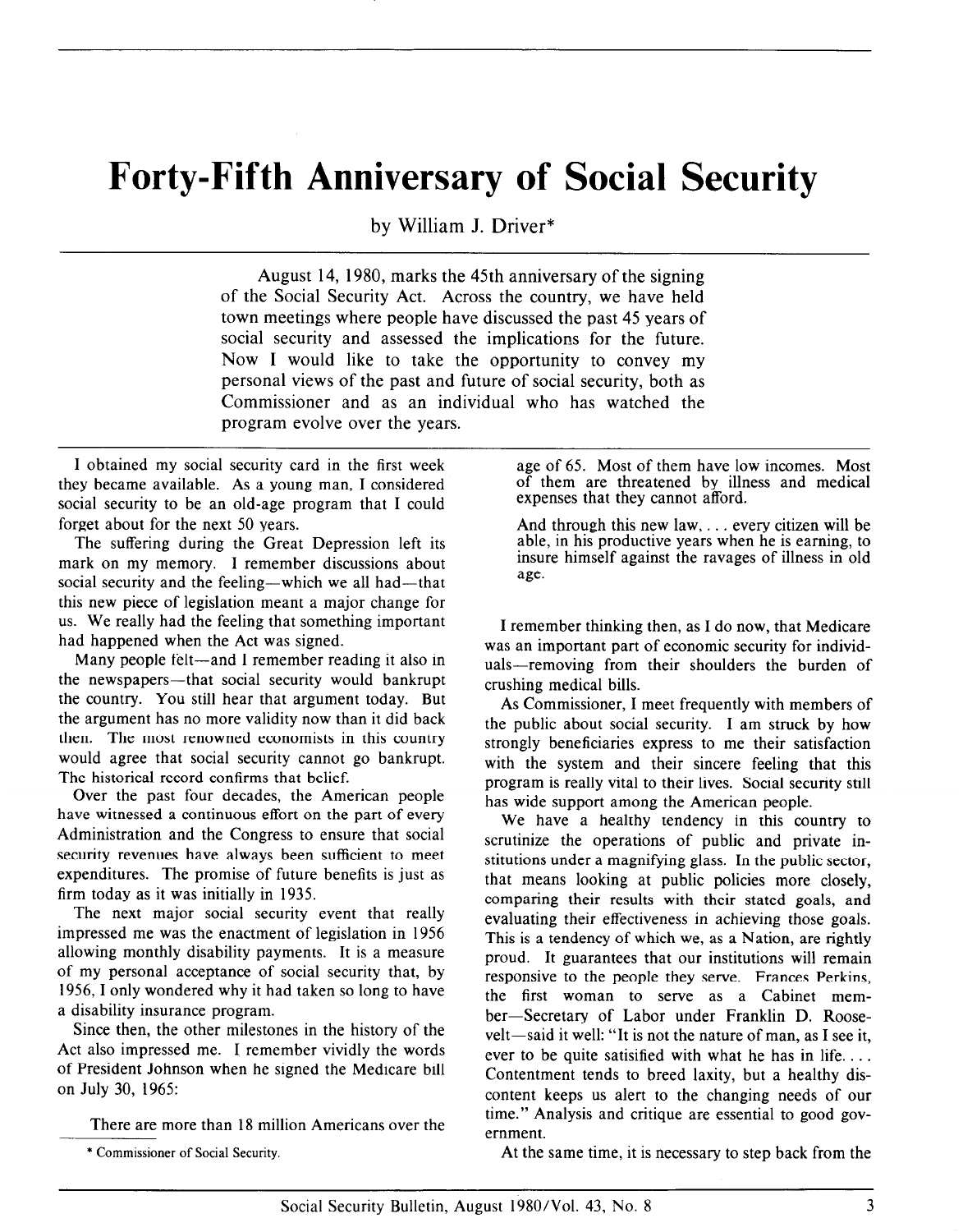# Forty-Fifth Anniversary of Social Security

by William J. Driver*

August 14, 1980, marks the 45th anniversary of the signing of the Social Security Act. Across the country, we have held town meetings where people have discussed the past 45 years of social security and assessed the implications for the future. Now I would like to take the opportunity to convey my personal views of the past and future of social security, both as Commissioner and as an individual who has watched the program evolve over the years.

I obtained my social security card in the first week they became available. As a young man, I considered social security to be an old-age program that I could forget about for the next 50 years.

The suffering during the Great Depression left its mark on my memory. I remember discussions about social security and the feeling—which we all had—that this new piece of legislation meant a major change for us. We really had the feeling that something important had happened when the Act was signed.

Many people felt—and I remember reading it also in the newspapers—that social security would bankrupt the country. You still hear that argument today. But the argument has no more validity now than it did back then. The most renowned economists in this country would agree that social security cannot go bankrupt. The historical record confirms that belief.

Over the past four decades, the American people have witnessed a continuous effort on the part of every Administration and the Congress to ensure that social security revenues have always been sufficient to meet expenditures. The promise of future benefits is just as firm today as it was initially in 1935.

The next major social security event that really impressed me was the enactment of legislation in 1956 allowing monthly disability payments. It is a measure of my personal acceptance of social security that, by 1956, I only wondered why it had taken so long to have a disability insurance program.

Since then, the other milestones in the history of the Act also impressed me. I remember vividly the words of President Johnson when he signed the Medicare bill on July 30, 1965:

> There are more than 18 million Americans over the age of 65. Most of them have low incomes. Most of them are threatened by illness and medical expenses that they cannot afford.
>
> And through this new law, . . . every citizen will be able, in his productive years when he is earning, to insure himself against the ravages of illness in old age.

I remember thinking then, as I do now, that Medicare was an important part of economic security for individuals—removing from their shoulders the burden of crushing medical bills.

As Commissioner, I meet frequently with members of the public about social security. I am struck by how strongly beneficiaries express to me their satisfaction with the system and their sincere feeling that this program is really vital to their lives. Social security still has wide support among the American people.

We have a healthy tendency in this country to scrutinize the operations of public and private institutions under a magnifying glass. In the public sector, that means looking at public policies more closely, comparing their results with their stated goals, and evaluating their effectiveness in achieving those goals. This is a tendency of which we, as a Nation, are rightly proud. It guarantees that our institutions will remain responsive to the people they serve. Frances Perkins, the first woman to serve as a Cabinet member—Secretary of Labor under Franklin D. Roosevelt—said it well: "It is not the nature of man, as I see it, ever to be quite satisified with what he has in life. . . . Contentment tends to breed laxity, but a healthy discontent keeps us alert to the changing needs of our time." Analysis and critique are essential to good government.

At the same time, it is necessary to step back from the

\* Commissioner of Social Security.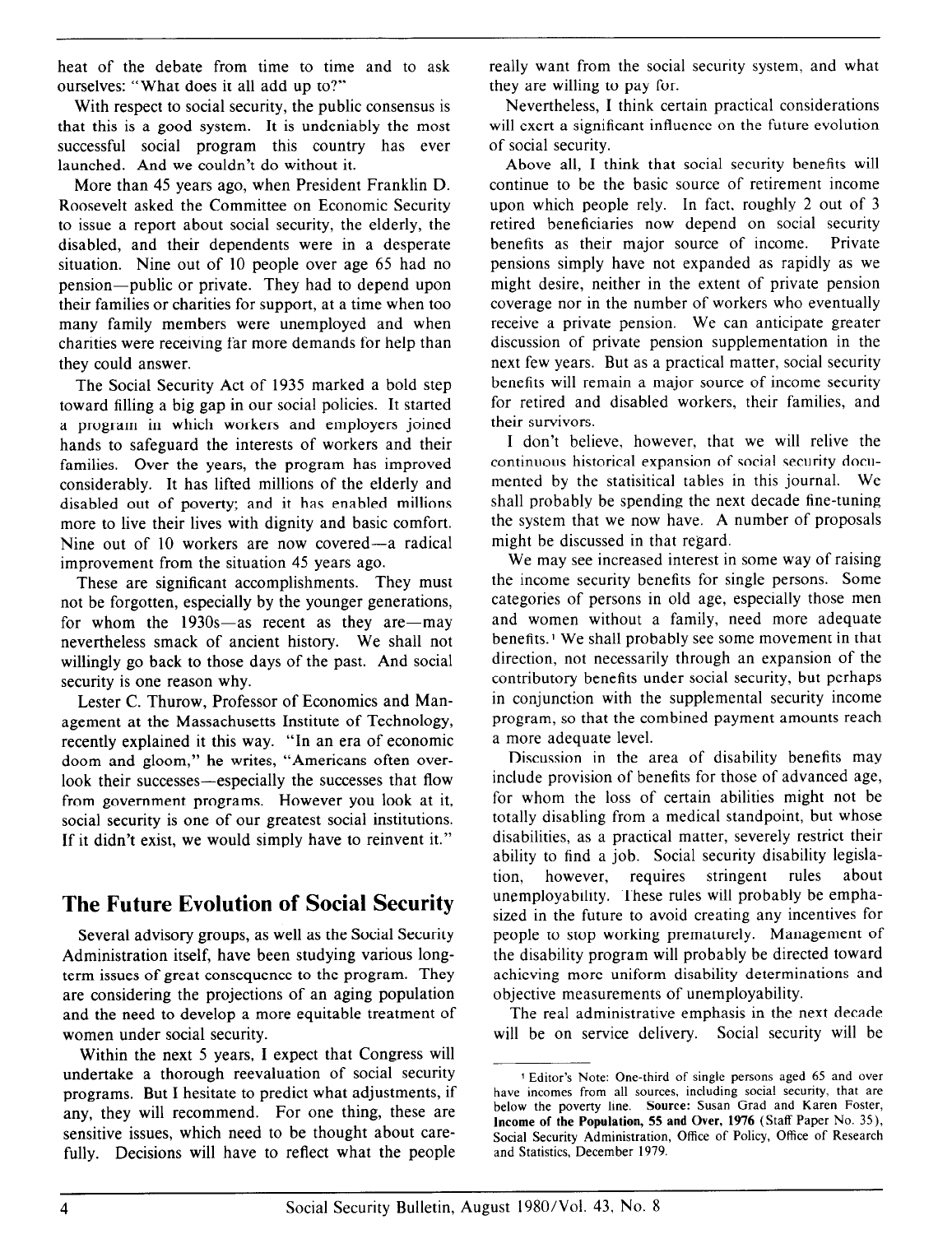heat of the debate from time to time and to ask ourselves: "What does it all add up to?"

With respect to social security, the public consensus is that this is a good system. It is undeniably the most successful social program this country has ever launched. And we couldn't do without it.

More than 45 years ago, when President Franklin D. Roosevelt asked the Committee on Economic Security to issue a report about social security, the elderly, the disabled, and their dependents were in a desperate situation. Nine out of 10 people over age 65 had no pension—public or private. They had to depend upon their families or charities for support, at a time when too many family members were unemployed and when charities were receiving far more demands for help than they could answer.

The Social Security Act of 1935 marked a bold step toward filling a big gap in our social policies. It started a program in which workers and employers joined hands to safeguard the interests of workers and their families. Over the years, the program has improved considerably. It has lifted millions of the elderly and disabled out of poverty; and it has enabled millions more to live their lives with dignity and basic comfort. Nine out of 10 workers are now covered—a radical improvement from the situation 45 years ago.

These are significant accomplishments. They must not be forgotten, especially by the younger generations, for whom the 1930s—as recent as they are—may nevertheless smack of ancient history. We shall not willingly go back to those days of the past. And social security is one reason why.

Lester C. Thurow, Professor of Economics and Management at the Massachusetts Institute of Technology, recently explained it this way. "In an era of economic doom and gloom," he writes, "Americans often overlook their successes—especially the successes that flow from government programs. However you look at it, social security is one of our greatest social institutions. If it didn't exist, we would simply have to reinvent it."

## The Future Evolution of Social Security

Several advisory groups, as well as the Social Security Administration itself, have been studying various long-term issues of great consequence to the program. They are considering the projections of an aging population and the need to develop a more equitable treatment of women under social security.

Within the next 5 years, I expect that Congress will undertake a thorough reevaluation of social security programs. But I hesitate to predict what adjustments, if any, they will recommend. For one thing, these are sensitive issues, which need to be thought about carefully. Decisions will have to reflect what the people really want from the social security system, and what they are willing to pay for.

Nevertheless, I think certain practical considerations will exert a significant influence on the future evolution of social security.

Above all, I think that social security benefits will continue to be the basic source of retirement income upon which people rely. In fact, roughly 2 out of 3 retired beneficiaries now depend on social security benefits as their major source of income. Private pensions simply have not expanded as rapidly as we might desire, neither in the extent of private pension coverage nor in the number of workers who eventually receive a private pension. We can anticipate greater discussion of private pension supplementation in the next few years. But as a practical matter, social security benefits will remain a major source of income security for retired and disabled workers, their families, and their survivors.

I don't believe, however, that we will relive the continuous historical expansion of social security documented by the statisitical tables in this journal. We shall probably be spending the next decade fine-tuning the system that we now have. A number of proposals might be discussed in that regard.

We may see increased interest in some way of raising the income security benefits for single persons. Some categories of persons in old age, especially those men and women without a family, need more adequate benefits.[1] We shall probably see some movement in that direction, not necessarily through an expansion of the contributory benefits under social security, but perhaps in conjunction with the supplemental security income program, so that the combined payment amounts reach a more adequate level.

Discussion in the area of disability benefits may include provision of benefits for those of advanced age, for whom the loss of certain abilities might not be totally disabling from a medical standpoint, but whose disabilities, as a practical matter, severely restrict their ability to find a job. Social security disability legislation, however, requires stringent rules about unemployability. These rules will probably be emphasized in the future to avoid creating any incentives for people to stop working prematurely. Management of the disability program will probably be directed toward achieving more uniform disability determinations and objective measurements of unemployability.

The real administrative emphasis in the next decade will be on service delivery. Social security will be

---

[1] Editor's Note: One-third of single persons aged 65 and over have incomes from all sources, including social security, that are below the poverty line. **Source:** Susan Grad and Karen Foster, **Income of the Population, 55 and Over, 1976** (Staff Paper No. 35), Social Security Administration, Office of Policy, Office of Research and Statistics, December 1979.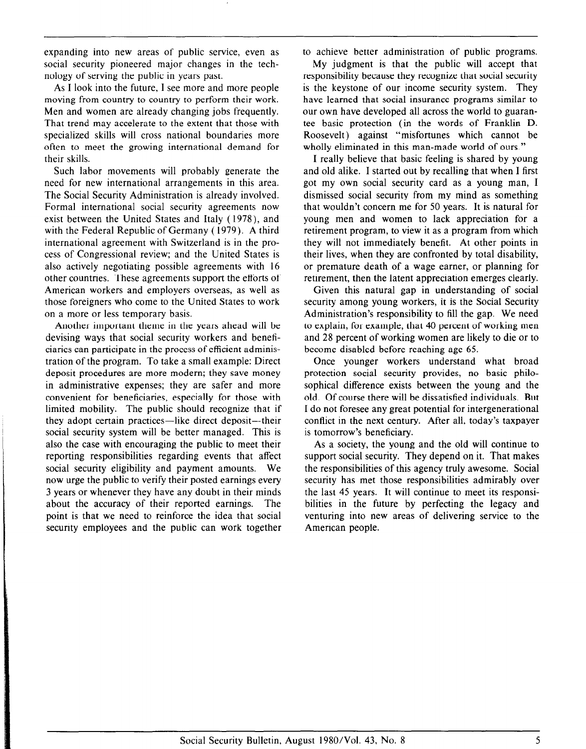expanding into new areas of public service, even as social security pioneered major changes in the technology of serving the public in years past.

As I look into the future, I see more and more people moving from country to country to perform their work. Men and women are already changing jobs frequently. That trend may accelerate to the extent that those with specialized skills will cross national boundaries more often to meet the growing international demand for their skills.

Such labor movements will probably generate the need for new international arrangements in this area. The Social Security Administration is already involved. Formal international social security agreements now exist between the United States and Italy (1978), and with the Federal Republic of Germany (1979). A third international agreement with Switzerland is in the process of Congressional review; and the United States is also actively negotiating possible agreements with 16 other countries. These agreements support the efforts of American workers and employers overseas, as well as those foreigners who come to the United States to work on a more or less temporary basis.

Another important theme in the years ahead will be devising ways that social security workers and beneficiaries can participate in the process of efficient administration of the program. To take a small example: Direct deposit procedures are more modern; they save money in administrative expenses; they are safer and more convenient for beneficiaries, especially for those with limited mobility. The public should recognize that if they adopt certain practices—like direct deposit—their social security system will be better managed. This is also the case with encouraging the public to meet their reporting responsibilities regarding events that affect social security eligibility and payment amounts. We now urge the public to verify their posted earnings every 3 years or whenever they have any doubt in their minds about the accuracy of their reported earnings. The point is that we need to reinforce the idea that social security employees and the public can work together to achieve better administration of public programs.

My judgment is that the public will accept that responsibility because they recognize that social security is the keystone of our income security system. They have learned that social insurance programs similar to our own have developed all across the world to guarantee basic protection (in the words of Franklin D. Roosevelt) against "misfortunes which cannot be wholly eliminated in this man-made world of ours."

I really believe that basic feeling is shared by young and old alike. I started out by recalling that when I first got my own social security card as a young man, I dismissed social security from my mind as something that wouldn't concern me for 50 years. It is natural for young men and women to lack appreciation for a retirement program, to view it as a program from which they will not immediately benefit. At other points in their lives, when they are confronted by total disability, or premature death of a wage earner, or planning for retirement, then the latent appreciation emerges clearly.

Given this natural gap in understanding of social security among young workers, it is the Social Security Administration's responsibility to fill the gap. We need to explain, for example, that 40 percent of working men and 28 percent of working women are likely to die or to become disabled before reaching age 65.

Once younger workers understand what broad protection social security provides, no basic philosophical difference exists between the young and the old. Of course there will be dissatisfied individuals. But I do not foresee any great potential for intergenerational conflict in the next century. After all, today's taxpayer is tomorrow's beneficiary.

As a society, the young and the old will continue to support social security. They depend on it. That makes the responsibilities of this agency truly awesome. Social security has met those responsibilities admirably over the last 45 years. It will continue to meet its responsibilities in the future by perfecting the legacy and venturing into new areas of delivering service to the American people.